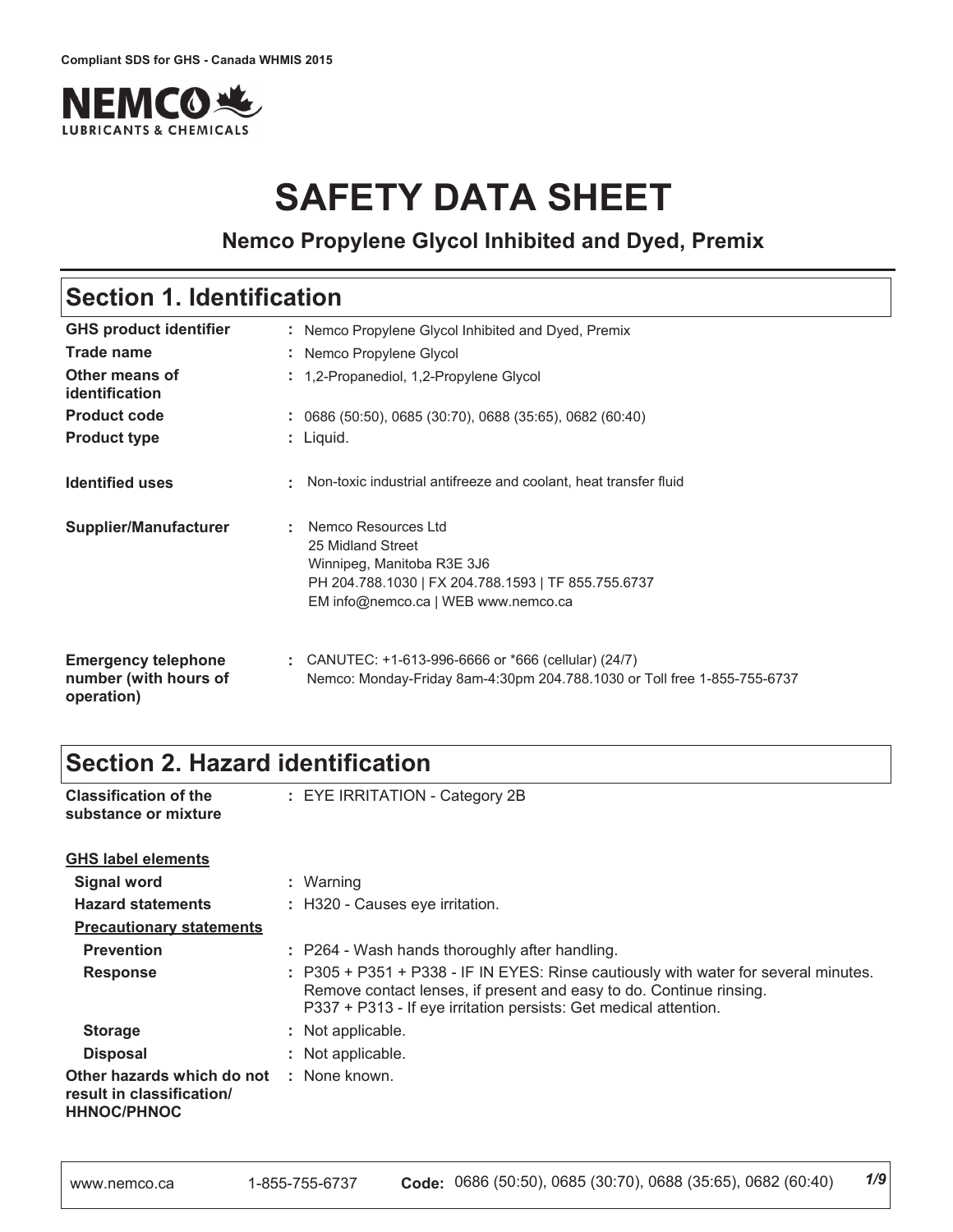Compliant SDS for GHS - Canada WHMIS 2015

# SAFETY DATA SHEET

### Nemco Propylene Glycol Inhibited and Dyed, Premix

## Section 1. Identification

| | | |
|---|---|---|
| **GHS product identifier** | : | Nemco Propylene Glycol Inhibited and Dyed, Premix |
| **Trade name** | : | Nemco Propylene Glycol |
| **Other means of identification** | : | 1,2-Propanediol, 1,2-Propylene Glycol |
| **Product code** | : | 0686 (50:50), 0685 (30:70), 0688 (35:65), 0682 (60:40) |
| **Product type** | : | Liquid. |
| **Identified uses** | : | Non-toxic industrial antifreeze and coolant, heat transfer fluid |
| **Supplier/Manufacturer** | : | Nemco Resources Ltd<br>25 Midland Street<br>Winnipeg, Manitoba R3E 3J6<br>PH 204.788.1030 \| FX 204.788.1593 \| TF 855.755.6737<br>EM info@nemco.ca \| WEB www.nemco.ca |
| **Emergency telephone number (with hours of operation)** | : | CANUTEC: +1-613-996-6666 or *666 (cellular) (24/7)<br>Nemco: Monday-Friday 8am-4:30pm 204.788.1030 or Toll free 1-855-755-6737 |

## Section 2. Hazard identification

| | | |
|---|---|---|
| **Classification of the substance or mixture** | : | EYE IRRITATION - Category 2B |

**GHS label elements**

| | | |
|---|---|---|
| **Signal word** | : | Warning |
| **Hazard statements** | : | H320 - Causes eye irritation. |

**Precautionary statements**

| | | |
|---|---|---|
| **Prevention** | : | P264 - Wash hands thoroughly after handling. |
| **Response** | : | P305 + P351 + P338 - IF IN EYES: Rinse cautiously with water for several minutes. Remove contact lenses, if present and easy to do. Continue rinsing.<br>P337 + P313 - If eye irritation persists: Get medical attention. |
| **Storage** | : | Not applicable. |
| **Disposal** | : | Not applicable. |
| **Other hazards which do not result in classification/ HHNOC/PHNOC** | : | None known. |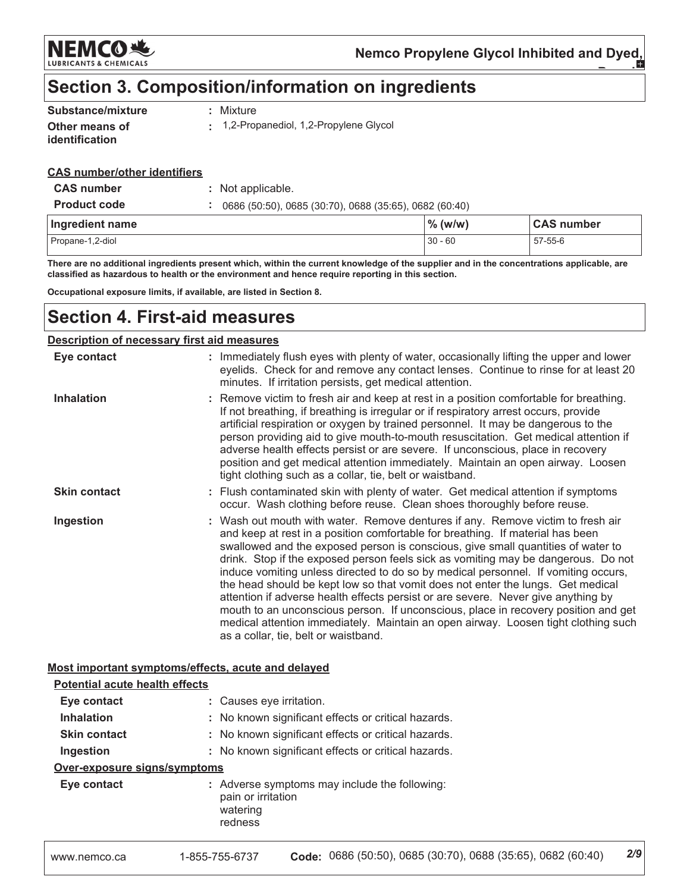## Section 3. Composition/information on ingredients

| | |
|---|---|
| **Substance/mixture** | : Mixture |
| **Other means of identification** | : 1,2-Propanediol, 1,2-Propylene Glycol |

**CAS number/other identifiers**

| | |
|---|---|
| **CAS number** | : Not applicable. |
| **Product code** | : 0686 (50:50), 0685 (30:70), 0688 (35:65), 0682 (60:40) |

| Ingredient name | % (w/w) | CAS number |
|---|---|---|
| Propane-1,2-diol | 30 - 60 | 57-55-6 |

**There are no additional ingredients present which, within the current knowledge of the supplier and in the concentrations applicable, are classified as hazardous to health or the environment and hence require reporting in this section.**

**Occupational exposure limits, if available, are listed in Section 8.**

## Section 4. First-aid measures

**Description of necessary first aid measures**

| | |
|---|---|
| **Eye contact** | : Immediately flush eyes with plenty of water, occasionally lifting the upper and lower eyelids. Check for and remove any contact lenses. Continue to rinse for at least 20 minutes. If irritation persists, get medical attention. |
| **Inhalation** | : Remove victim to fresh air and keep at rest in a position comfortable for breathing. If not breathing, if breathing is irregular or if respiratory arrest occurs, provide artificial respiration or oxygen by trained personnel. It may be dangerous to the person providing aid to give mouth-to-mouth resuscitation. Get medical attention if adverse health effects persist or are severe. If unconscious, place in recovery position and get medical attention immediately. Maintain an open airway. Loosen tight clothing such as a collar, tie, belt or waistband. |
| **Skin contact** | : Flush contaminated skin with plenty of water. Get medical attention if symptoms occur. Wash clothing before reuse. Clean shoes thoroughly before reuse. |
| **Ingestion** | : Wash out mouth with water. Remove dentures if any. Remove victim to fresh air and keep at rest in a position comfortable for breathing. If material has been swallowed and the exposed person is conscious, give small quantities of water to drink. Stop if the exposed person feels sick as vomiting may be dangerous. Do not induce vomiting unless directed to do so by medical personnel. If vomiting occurs, the head should be kept low so that vomit does not enter the lungs. Get medical attention if adverse health effects persist or are severe. Never give anything by mouth to an unconscious person. If unconscious, place in recovery position and get medical attention immediately. Maintain an open airway. Loosen tight clothing such as a collar, tie, belt or waistband. |

**Most important symptoms/effects, acute and delayed**

**Potential acute health effects**

| | |
|---|---|
| **Eye contact** | : Causes eye irritation. |
| **Inhalation** | : No known significant effects or critical hazards. |
| **Skin contact** | : No known significant effects or critical hazards. |
| **Ingestion** | : No known significant effects or critical hazards. |

**Over-exposure signs/symptoms**

| | |
|---|---|
| **Eye contact** | : Adverse symptoms may include the following:<br>pain or irritation<br>watering<br>redness |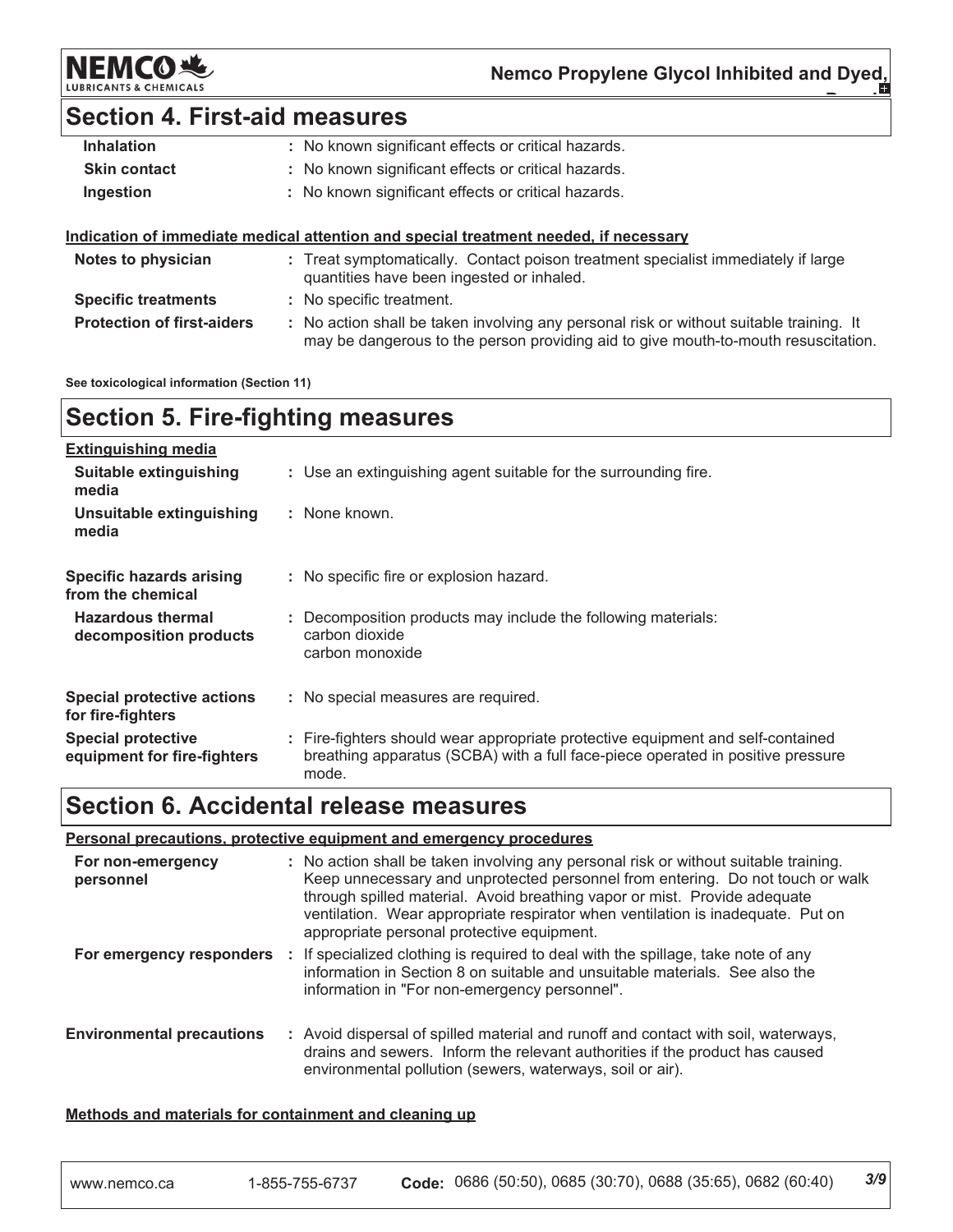## Section 4. First-aid measures

| | |
|---|---|
| **Inhalation** | : No known significant effects or critical hazards. |
| **Skin contact** | : No known significant effects or critical hazards. |
| **Ingestion** | : No known significant effects or critical hazards. |

**Indication of immediate medical attention and special treatment needed, if necessary**

| | |
|---|---|
| **Notes to physician** | : Treat symptomatically. Contact poison treatment specialist immediately if large quantities have been ingested or inhaled. |
| **Specific treatments** | : No specific treatment. |
| **Protection of first-aiders** | : No action shall be taken involving any personal risk or without suitable training. It may be dangerous to the person providing aid to give mouth-to-mouth resuscitation. |

**See toxicological information (Section 11)**

## Section 5. Fire-fighting measures

**Extinguishing media**

| | |
|---|---|
| **Suitable extinguishing media** | : Use an extinguishing agent suitable for the surrounding fire. |
| **Unsuitable extinguishing media** | : None known. |
| **Specific hazards arising from the chemical** | : No specific fire or explosion hazard. |
| **Hazardous thermal decomposition products** | : Decomposition products may include the following materials: carbon dioxide carbon monoxide |
| **Special protective actions for fire-fighters** | : No special measures are required. |
| **Special protective equipment for fire-fighters** | : Fire-fighters should wear appropriate protective equipment and self-contained breathing apparatus (SCBA) with a full face-piece operated in positive pressure mode. |

## Section 6. Accidental release measures

**Personal precautions, protective equipment and emergency procedures**

| | |
|---|---|
| **For non-emergency personnel** | : No action shall be taken involving any personal risk or without suitable training. Keep unnecessary and unprotected personnel from entering. Do not touch or walk through spilled material. Avoid breathing vapor or mist. Provide adequate ventilation. Wear appropriate respirator when ventilation is inadequate. Put on appropriate personal protective equipment. |
| **For emergency responders** | : If specialized clothing is required to deal with the spillage, take note of any information in Section 8 on suitable and unsuitable materials. See also the information in "For non-emergency personnel". |
| **Environmental precautions** | : Avoid dispersal of spilled material and runoff and contact with soil, waterways, drains and sewers. Inform the relevant authorities if the product has caused environmental pollution (sewers, waterways, soil or air). |

**Methods and materials for containment and cleaning up**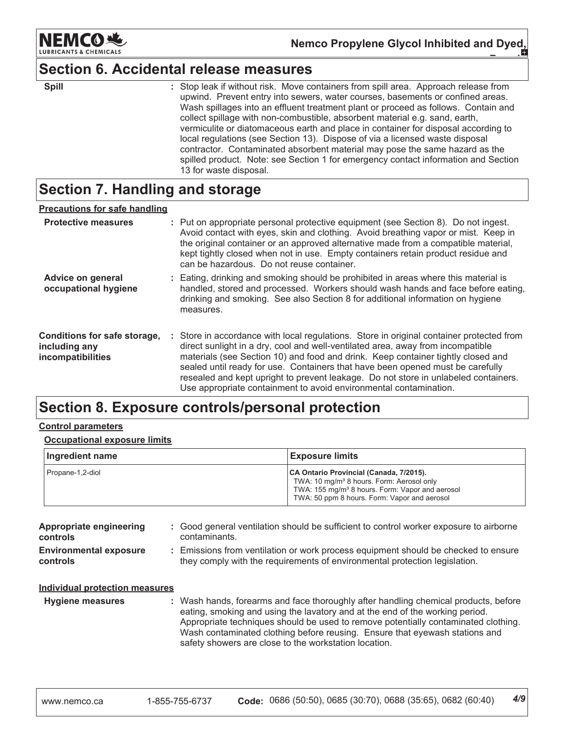## Section 6. Accidental release measures

| | |
|---|---|
| **Spill** | : Stop leak if without risk. Move containers from spill area. Approach release from upwind. Prevent entry into sewers, water courses, basements or confined areas. Wash spillages into an effluent treatment plant or proceed as follows. Contain and collect spillage with non-combustible, absorbent material e.g. sand, earth, vermiculite or diatomaceous earth and place in container for disposal according to local regulations (see Section 13). Dispose of via a licensed waste disposal contractor. Contaminated absorbent material may pose the same hazard as the spilled product. Note: see Section 1 for emergency contact information and Section 13 for waste disposal. |

## Section 7. Handling and storage

**Precautions for safe handling**

| | |
|---|---|
| **Protective measures** | : Put on appropriate personal protective equipment (see Section 8). Do not ingest. Avoid contact with eyes, skin and clothing. Avoid breathing vapor or mist. Keep in the original container or an approved alternative made from a compatible material, kept tightly closed when not in use. Empty containers retain product residue and can be hazardous. Do not reuse container. |
| **Advice on general occupational hygiene** | : Eating, drinking and smoking should be prohibited in areas where this material is handled, stored and processed. Workers should wash hands and face before eating, drinking and smoking. See also Section 8 for additional information on hygiene measures. |
| **Conditions for safe storage, including any incompatibilities** | : Store in accordance with local regulations. Store in original container protected from direct sunlight in a dry, cool and well-ventilated area, away from incompatible materials (see Section 10) and food and drink. Keep container tightly closed and sealed until ready for use. Containers that have been opened must be carefully resealed and kept upright to prevent leakage. Do not store in unlabeled containers. Use appropriate containment to avoid environmental contamination. |

## Section 8. Exposure controls/personal protection

**Control parameters**

**Occupational exposure limits**

| Ingredient name | Exposure limits |
|---|---|
| Propane-1,2-diol | **CA Ontario Provincial (Canada, 7/2015).**<br>TWA: 10 mg/m³ 8 hours. Form: Aerosol only<br>TWA: 155 mg/m³ 8 hours. Form: Vapor and aerosol<br>TWA: 50 ppm 8 hours. Form: Vapor and aerosol |

| | |
|---|---|
| **Appropriate engineering controls** | : Good general ventilation should be sufficient to control worker exposure to airborne contaminants. |
| **Environmental exposure controls** | : Emissions from ventilation or work process equipment should be checked to ensure they comply with the requirements of environmental protection legislation. |

**Individual protection measures**

| | |
|---|---|
| **Hygiene measures** | : Wash hands, forearms and face thoroughly after handling chemical products, before eating, smoking and using the lavatory and at the end of the working period. Appropriate techniques should be used to remove potentially contaminated clothing. Wash contaminated clothing before reusing. Ensure that eyewash stations and safety showers are close to the workstation location. |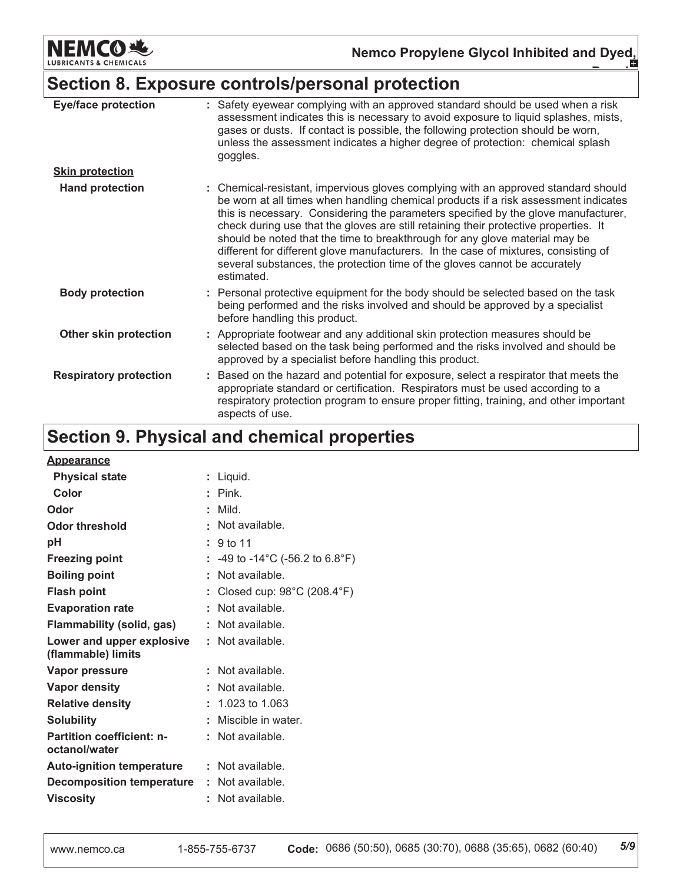## Section 8. Exposure controls/personal protection

| | |
|---|---|
| **Eye/face protection** | : Safety eyewear complying with an approved standard should be used when a risk assessment indicates this is necessary to avoid exposure to liquid splashes, mists, gases or dusts. If contact is possible, the following protection should be worn, unless the assessment indicates a higher degree of protection: chemical splash goggles. |
| **Skin protection** | |
| **Hand protection** | : Chemical-resistant, impervious gloves complying with an approved standard should be worn at all times when handling chemical products if a risk assessment indicates this is necessary. Considering the parameters specified by the glove manufacturer, check during use that the gloves are still retaining their protective properties. It should be noted that the time to breakthrough for any glove material may be different for different glove manufacturers. In the case of mixtures, consisting of several substances, the protection time of the gloves cannot be accurately estimated. |
| **Body protection** | : Personal protective equipment for the body should be selected based on the task being performed and the risks involved and should be approved by a specialist before handling this product. |
| **Other skin protection** | : Appropriate footwear and any additional skin protection measures should be selected based on the task being performed and the risks involved and should be approved by a specialist before handling this product. |
| **Respiratory protection** | : Based on the hazard and potential for exposure, select a respirator that meets the appropriate standard or certification. Respirators must be used according to a respiratory protection program to ensure proper fitting, training, and other important aspects of use. |

## Section 9. Physical and chemical properties

| | |
|---|---|
| **Appearance** | |
| **Physical state** | : Liquid. |
| **Color** | : Pink. |
| **Odor** | : Mild. |
| **Odor threshold** | : Not available. |
| **pH** | : 9 to 11 |
| **Freezing point** | : -49 to -14°C (-56.2 to 6.8°F) |
| **Boiling point** | : Not available. |
| **Flash point** | : Closed cup: 98°C (208.4°F) |
| **Evaporation rate** | : Not available. |
| **Flammability (solid, gas)** | : Not available. |
| **Lower and upper explosive (flammable) limits** | : Not available. |
| **Vapor pressure** | : Not available. |
| **Vapor density** | : Not available. |
| **Relative density** | : 1.023 to 1.063 |
| **Solubility** | : Miscible in water. |
| **Partition coefficient: n-octanol/water** | : Not available. |
| **Auto-ignition temperature** | : Not available. |
| **Decomposition temperature** | : Not available. |
| **Viscosity** | : Not available. |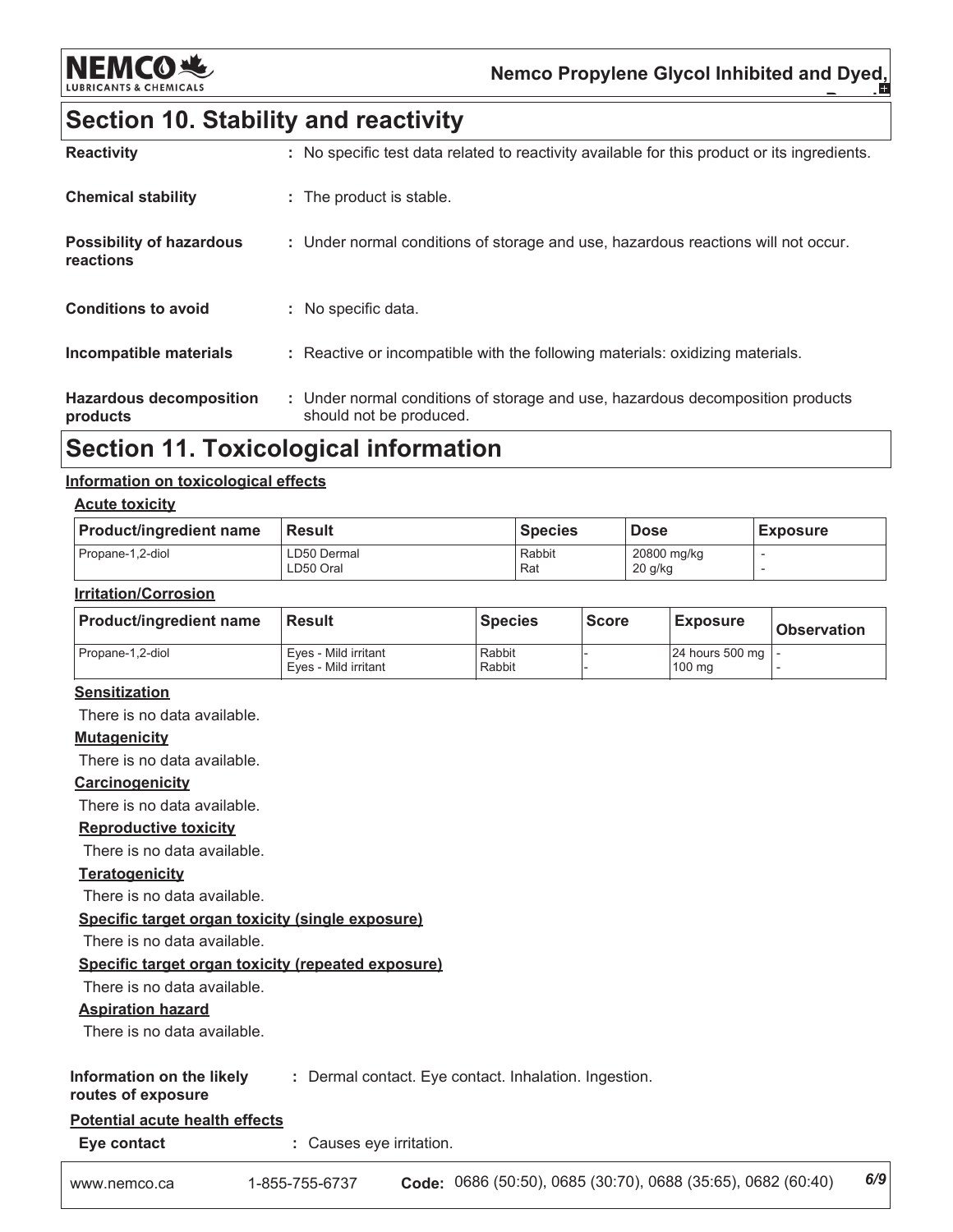# Section 10. Stability and reactivity

**Reactivity** : No specific test data related to reactivity available for this product or its ingredients.

**Chemical stability** : The product is stable.

**Possibility of hazardous reactions** : Under normal conditions of storage and use, hazardous reactions will not occur.

**Conditions to avoid** : No specific data.

**Incompatible materials** : Reactive or incompatible with the following materials: oxidizing materials.

**Hazardous decomposition products** : Under normal conditions of storage and use, hazardous decomposition products should not be produced.

# Section 11. Toxicological information

**Information on toxicological effects**

**Acute toxicity**

| Product/ingredient name | Result | Species | Dose | Exposure |
|---|---|---|---|---|
| Propane-1,2-diol | LD50 Dermal<br>LD50 Oral | Rabbit<br>Rat | 20800 mg/kg<br>20 g/kg | -<br>- |

**Irritation/Corrosion**

| Product/ingredient name | Result | Species | Score | Exposure | Observation |
|---|---|---|---|---|---|
| Propane-1,2-diol | Eyes - Mild irritant<br>Eyes - Mild irritant | Rabbit<br>Rabbit | -<br>- | 24 hours 500 mg<br>100 mg | -<br>- |

**Sensitization**

There is no data available.

**Mutagenicity**

There is no data available.

**Carcinogenicity**

There is no data available.

**Reproductive toxicity**

There is no data available.

**Teratogenicity**

There is no data available.

**Specific target organ toxicity (single exposure)**

There is no data available.

**Specific target organ toxicity (repeated exposure)**

There is no data available.

**Aspiration hazard**

There is no data available.

**Information on the likely routes of exposure** : Dermal contact. Eye contact. Inhalation. Ingestion.

**Potential acute health effects**

**Eye contact** : Causes eye irritation.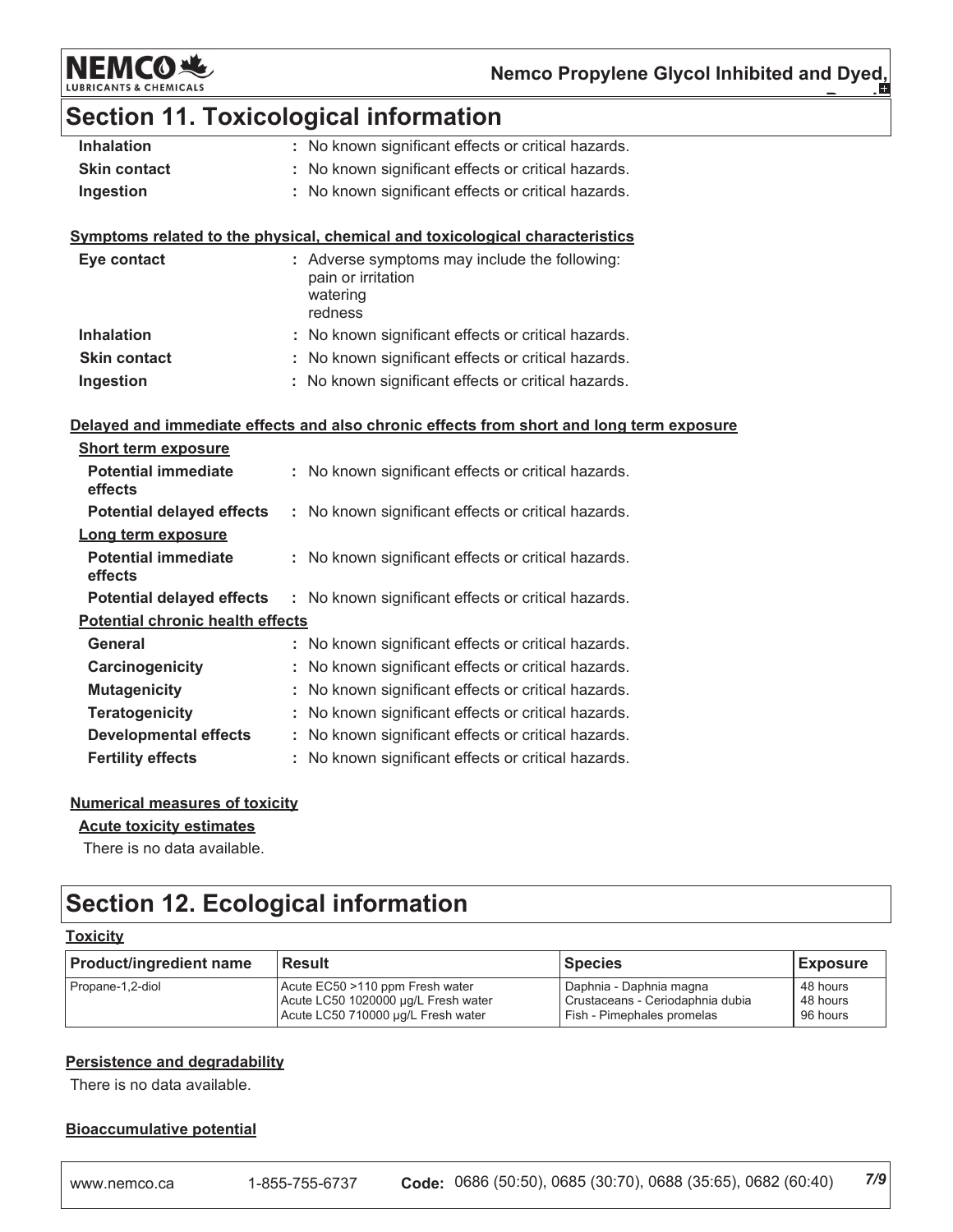# Section 11. Toxicological information

**Inhalation** : No known significant effects or critical hazards.

**Skin contact** : No known significant effects or critical hazards.

**Ingestion** : No known significant effects or critical hazards.

### Symptoms related to the physical, chemical and toxicological characteristics

**Eye contact** : Adverse symptoms may include the following:
pain or irritation
watering
redness

**Inhalation** : No known significant effects or critical hazards.

**Skin contact** : No known significant effects or critical hazards.

**Ingestion** : No known significant effects or critical hazards.

### Delayed and immediate effects and also chronic effects from short and long term exposure

**Short term exposure**

**Potential immediate effects** : No known significant effects or critical hazards.

**Potential delayed effects** : No known significant effects or critical hazards.

**Long term exposure**

**Potential immediate effects** : No known significant effects or critical hazards.

**Potential delayed effects** : No known significant effects or critical hazards.

**Potential chronic health effects**

**General** : No known significant effects or critical hazards.

**Carcinogenicity** : No known significant effects or critical hazards.

**Mutagenicity** : No known significant effects or critical hazards.

**Teratogenicity** : No known significant effects or critical hazards.

**Developmental effects** : No known significant effects or critical hazards.

**Fertility effects** : No known significant effects or critical hazards.

### Numerical measures of toxicity

**Acute toxicity estimates**

There is no data available.

# Section 12. Ecological information

### Toxicity

| Product/ingredient name | Result | Species | Exposure |
| --- | --- | --- | --- |
| Propane-1,2-diol | Acute EC50 >110 ppm Fresh water<br>Acute LC50 1020000 µg/L Fresh water<br>Acute LC50 710000 µg/L Fresh water | Daphnia - Daphnia magna<br>Crustaceans - Ceriodaphnia dubia<br>Fish - Pimephales promelas | 48 hours<br>48 hours<br>96 hours |

### Persistence and degradability

There is no data available.

### Bioaccumulative potential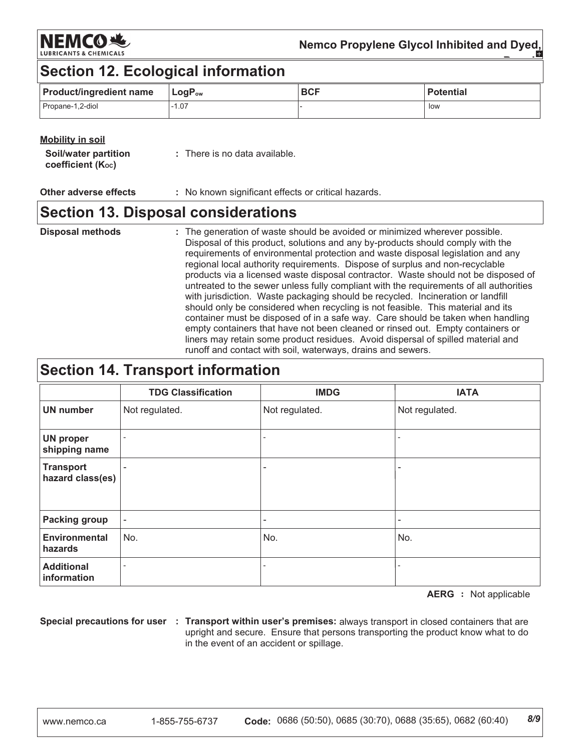## Section 12. Ecological information

| Product/ingredient name | $LogP_{ow}$ | BCF | Potential |
| --- | --- | --- | --- |
| Propane-1,2-diol | -1.07 | - | low |

**Mobility in soil**

**Soil/water partition coefficient ($K_{OC}$)** : There is no data available.

**Other adverse effects** : No known significant effects or critical hazards.

## Section 13. Disposal considerations

**Disposal methods** : The generation of waste should be avoided or minimized wherever possible. Disposal of this product, solutions and any by-products should comply with the requirements of environmental protection and waste disposal legislation and any regional local authority requirements. Dispose of surplus and non-recyclable products via a licensed waste disposal contractor. Waste should not be disposed of untreated to the sewer unless fully compliant with the requirements of all authorities with jurisdiction. Waste packaging should be recycled. Incineration or landfill should only be considered when recycling is not feasible. This material and its container must be disposed of in a safe way. Care should be taken when handling empty containers that have not been cleaned or rinsed out. Empty containers or liners may retain some product residues. Avoid dispersal of spilled material and runoff and contact with soil, waterways, drains and sewers.

## Section 14. Transport information

| | TDG Classification | IMDG | IATA |
| --- | --- | --- | --- |
| UN number | Not regulated. | Not regulated. | Not regulated. |
| UN proper shipping name | - | - | - |
| Transport hazard class(es) | - | - | - |
| Packing group | - | - | - |
| Environmental hazards | No. | No. | No. |
| Additional information | - | - | - |

**AERG** : Not applicable

**Special precautions for user** : **Transport within user's premises:** always transport in closed containers that are upright and secure. Ensure that persons transporting the product know what to do in the event of an accident or spillage.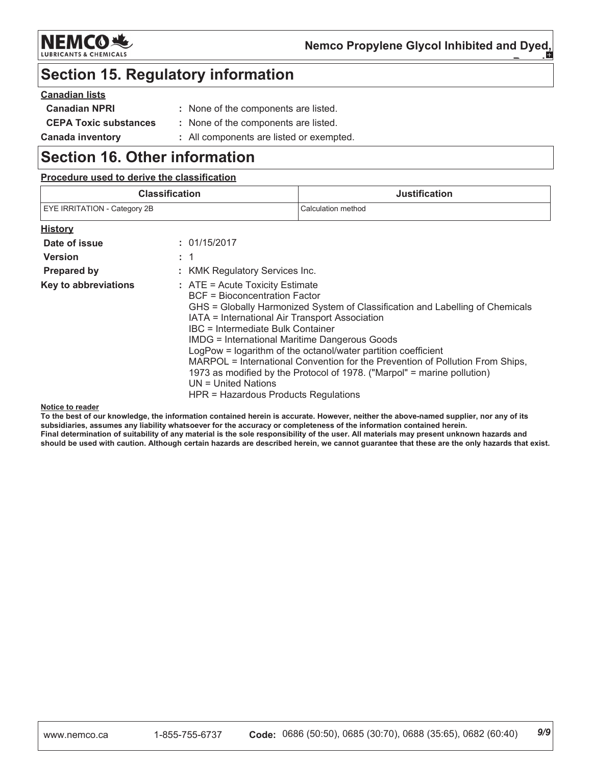# Section 15. Regulatory information

**Canadian lists**

**Canadian NPRI** : None of the components are listed.

**CEPA Toxic substances** : None of the components are listed.

**Canada inventory** : All components are listed or exempted.

# Section 16. Other information

**Procedure used to derive the classification**

| Classification | Justification |
| --- | --- |
| EYE IRRITATION - Category 2B | Calculation method |

**History**

**Date of issue** : 01/15/2017

**Version** : 1

**Prepared by** : KMK Regulatory Services Inc.

**Key to abbreviations** : ATE = Acute Toxicity Estimate
BCF = Bioconcentration Factor
GHS = Globally Harmonized System of Classification and Labelling of Chemicals
IATA = International Air Transport Association
IBC = Intermediate Bulk Container
IMDG = International Maritime Dangerous Goods
LogPow = logarithm of the octanol/water partition coefficient
MARPOL = International Convention for the Prevention of Pollution From Ships, 1973 as modified by the Protocol of 1978. ("Marpol" = marine pollution)
UN = United Nations
HPR = Hazardous Products Regulations

**Notice to reader**

**To the best of our knowledge, the information contained herein is accurate. However, neither the above-named supplier, nor any of its subsidiaries, assumes any liability whatsoever for the accuracy or completeness of the information contained herein.**
**Final determination of suitability of any material is the sole responsibility of the user. All materials may present unknown hazards and should be used with caution. Although certain hazards are described herein, we cannot guarantee that these are the only hazards that exist.**